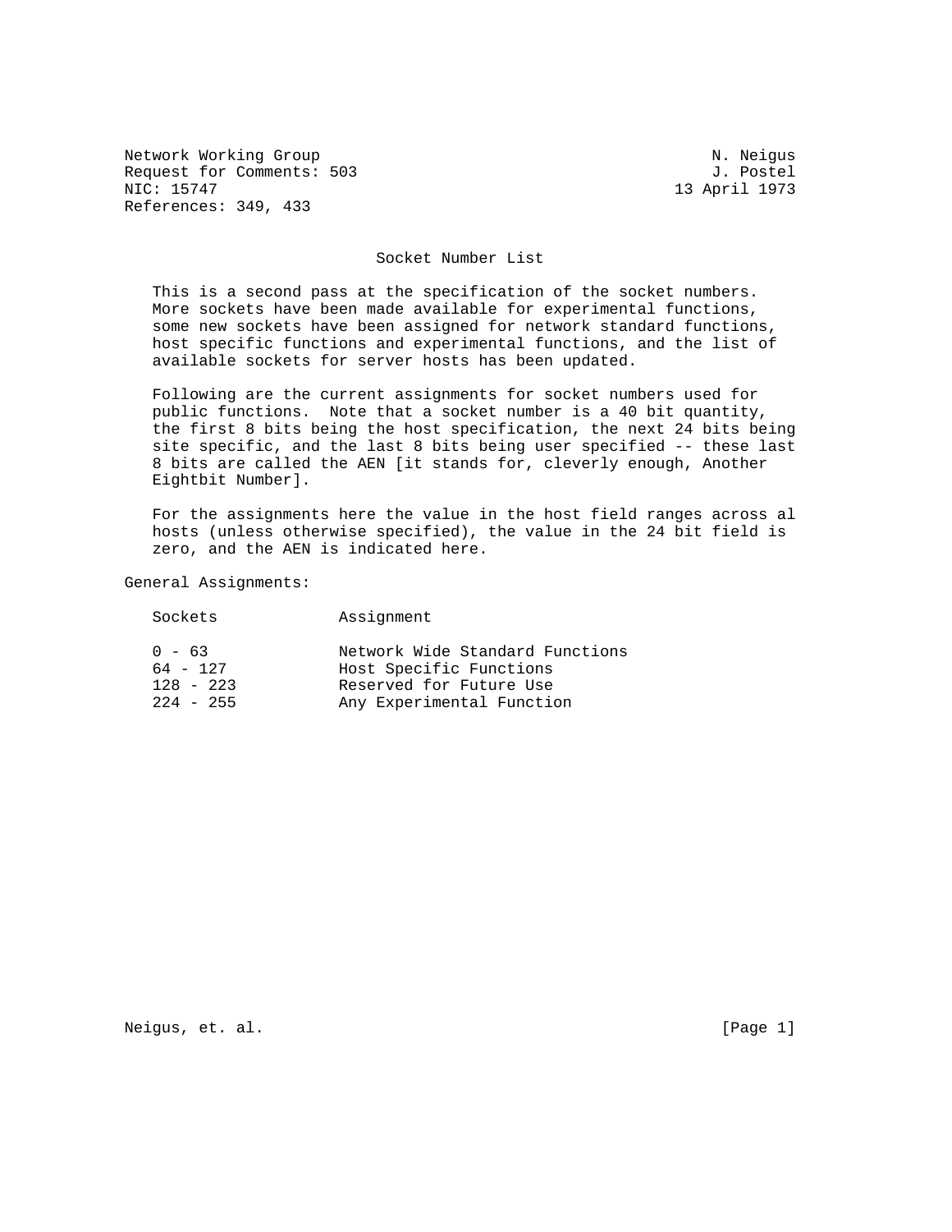Network Working Group N. Neigus
Request for Comments: 503 J. Postel
NIC: 15747 13 April 1973
References: 349, 433

# Socket Number List

This is a second pass at the specification of the socket numbers. More sockets have been made available for experimental functions, some new sockets have been assigned for network standard functions, host specific functions and experimental functions, and the list of available sockets for server hosts has been updated.

Following are the current assignments for socket numbers used for public functions. Note that a socket number is a 40 bit quantity, the first 8 bits being the host specification, the next 24 bits being site specific, and the last 8 bits being user specified -- these last 8 bits are called the AEN [it stands for, cleverly enough, Another Eightbit Number].

For the assignments here the value in the host field ranges across al hosts (unless otherwise specified), the value in the 24 bit field is zero, and the AEN is indicated here.

General Assignments:

| Sockets | Assignment |
|---|---|
| 0 - 63 | Network Wide Standard Functions |
| 64 - 127 | Host Specific Functions |
| 128 - 223 | Reserved for Future Use |
| 224 - 255 | Any Experimental Function |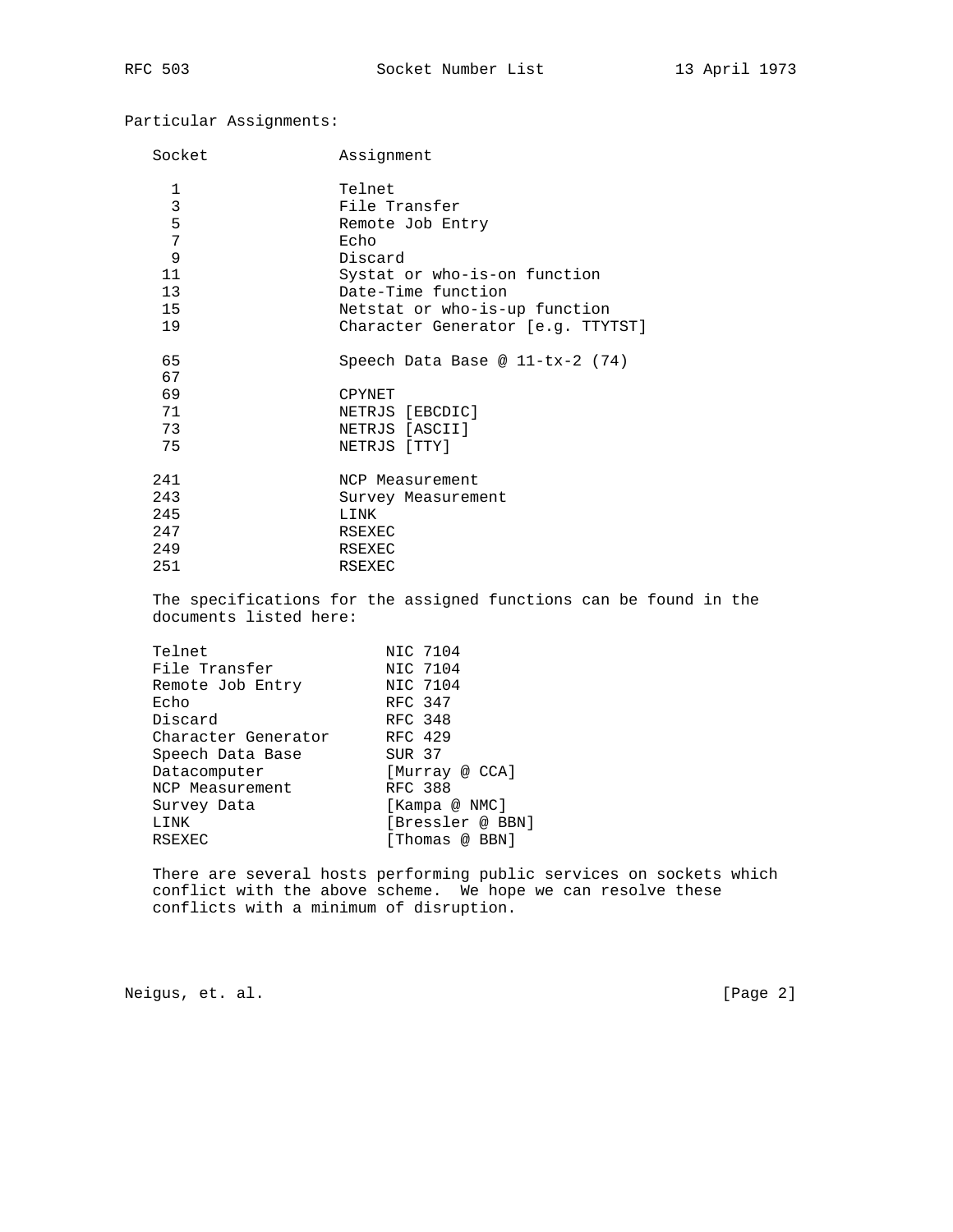Particular Assignments:

| Socket | Assignment |
| --- | --- |
| 1 | Telnet |
| 3 | File Transfer |
| 5 | Remote Job Entry |
| 7 | Echo |
| 9 | Discard |
| 11 | Systat or who-is-on function |
| 13 | Date-Time function |
| 15 | Netstat or who-is-up function |
| 19 | Character Generator [e.g. TTYTST] |
| 65 | Speech Data Base @ 11-tx-2 (74) |
| 67 | |
| 69 | CPYNET |
| 71 | NETRJS [EBCDIC] |
| 73 | NETRJS [ASCII] |
| 75 | NETRJS [TTY] |
| 241 | NCP Measurement |
| 243 | Survey Measurement |
| 245 | LINK |
| 247 | RSEXEC |
| 249 | RSEXEC |
| 251 | RSEXEC |

The specifications for the assigned functions can be found in the documents listed here:

| | |
| --- | --- |
| Telnet | NIC 7104 |
| File Transfer | NIC 7104 |
| Remote Job Entry | NIC 7104 |
| Echo | RFC 347 |
| Discard | RFC 348 |
| Character Generator | RFC 429 |
| Speech Data Base | SUR 37 |
| Datacomputer | [Murray @ CCA] |
| NCP Measurement | RFC 388 |
| Survey Data | [Kampa @ NMC] |
| LINK | [Bressler @ BBN] |
| RSEXEC | [Thomas @ BBN] |

There are several hosts performing public services on sockets which conflict with the above scheme. We hope we can resolve these conflicts with a minimum of disruption.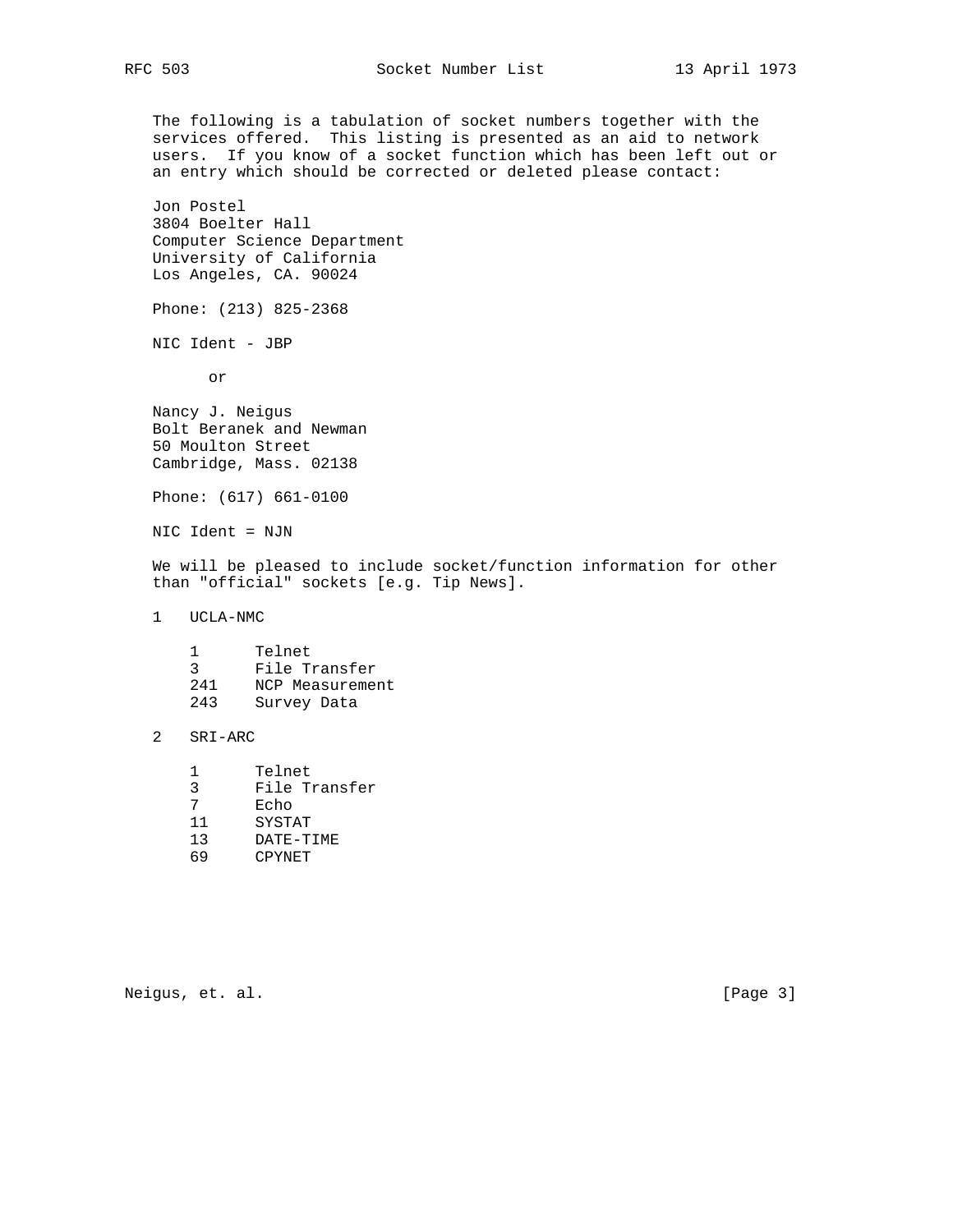The following is a tabulation of socket numbers together with the services offered. This listing is presented as an aid to network users. If you know of a socket function which has been left out or an entry which should be corrected or deleted please contact:

Jon Postel
3804 Boelter Hall
Computer Science Department
University of California
Los Angeles, CA. 90024

Phone: (213) 825-2368

NIC Ident - JBP

or

Nancy J. Neigus
Bolt Beranek and Newman
50 Moulton Street
Cambridge, Mass. 02138

Phone: (617) 661-0100

NIC Ident = NJN

We will be pleased to include socket/function information for other than "official" sockets [e.g. Tip News].

1   UCLA-NMC

```
1      Telnet
3      File Transfer
241    NCP Measurement
243    Survey Data
```

2   SRI-ARC

```
1      Telnet
3      File Transfer
7      Echo
11     SYSTAT
13     DATE-TIME
69     CPYNET
```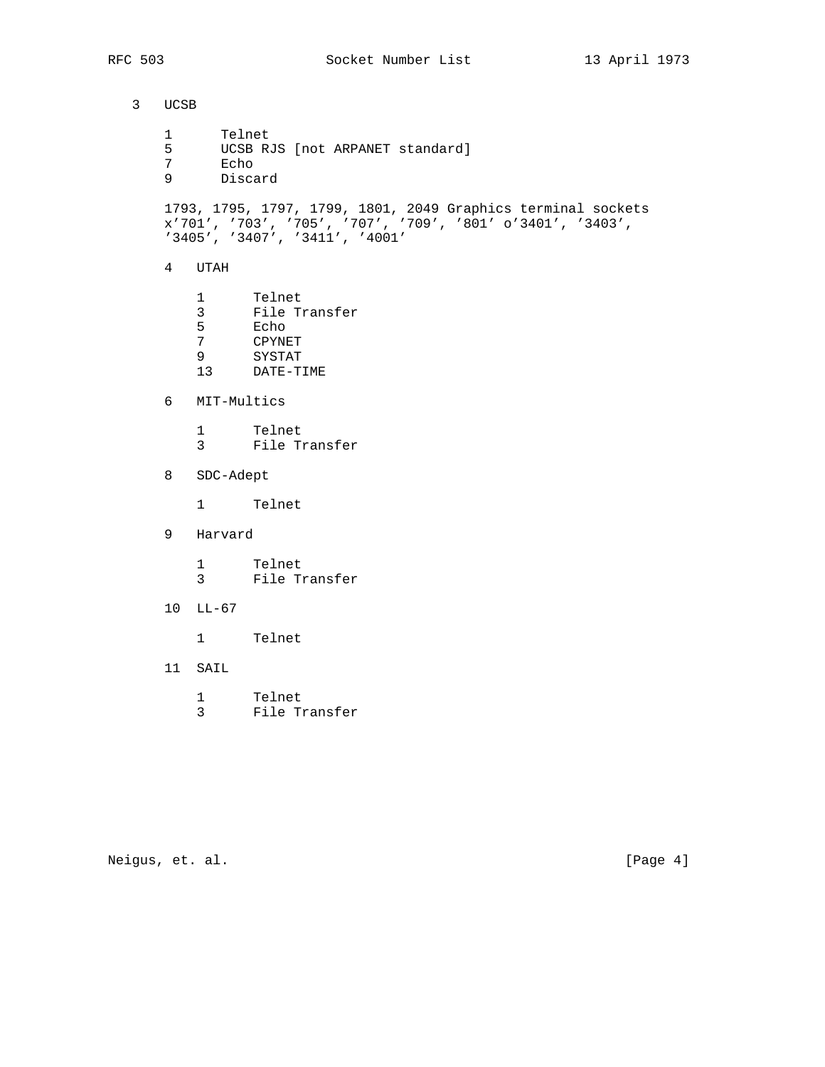```
   3   UCSB

      1      Telnet
      5      UCSB RJS [not ARPANET standard]
      7      Echo
      9      Discard

      1793, 1795, 1797, 1799, 1801, 2049 Graphics terminal sockets
      x'701', '703', '705', '707', '709', '801' o'3401', '3403',
      '3405', '3407', '3411', '4001'

      4   UTAH

          1      Telnet
          3      File Transfer
          5      Echo
          7      CPYNET
          9      SYSTAT
          13     DATE-TIME

      6   MIT-Multics

          1      Telnet
          3      File Transfer

      8   SDC-Adept

          1      Telnet

      9   Harvard

          1      Telnet
          3      File Transfer

      10  LL-67

          1      Telnet

      11  SAIL

          1      Telnet
          3      File Transfer
```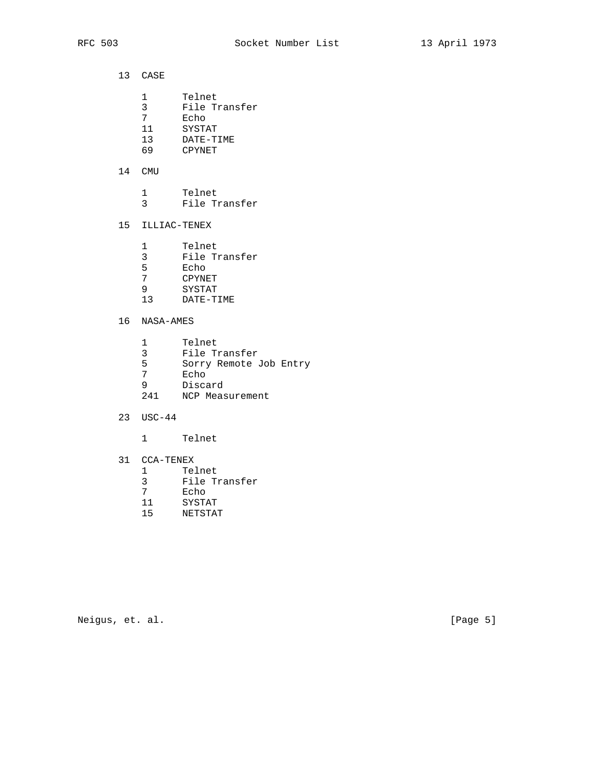```
13  CASE

    1       Telnet
    3       File Transfer
    7       Echo
    11      SYSTAT
    13      DATE-TIME
    69      CPYNET

14  CMU

    1       Telnet
    3       File Transfer

15  ILLIAC-TENEX

    1       Telnet
    3       File Transfer
    5       Echo
    7       CPYNET
    9       SYSTAT
    13      DATE-TIME

16  NASA-AMES

    1       Telnet
    3       File Transfer
    5       Sorry Remote Job Entry
    7       Echo
    9       Discard
    241     NCP Measurement

23  USC-44

    1       Telnet

31  CCA-TENEX
    1       Telnet
    3       File Transfer
    7       Echo
    11      SYSTAT
    15      NETSTAT
```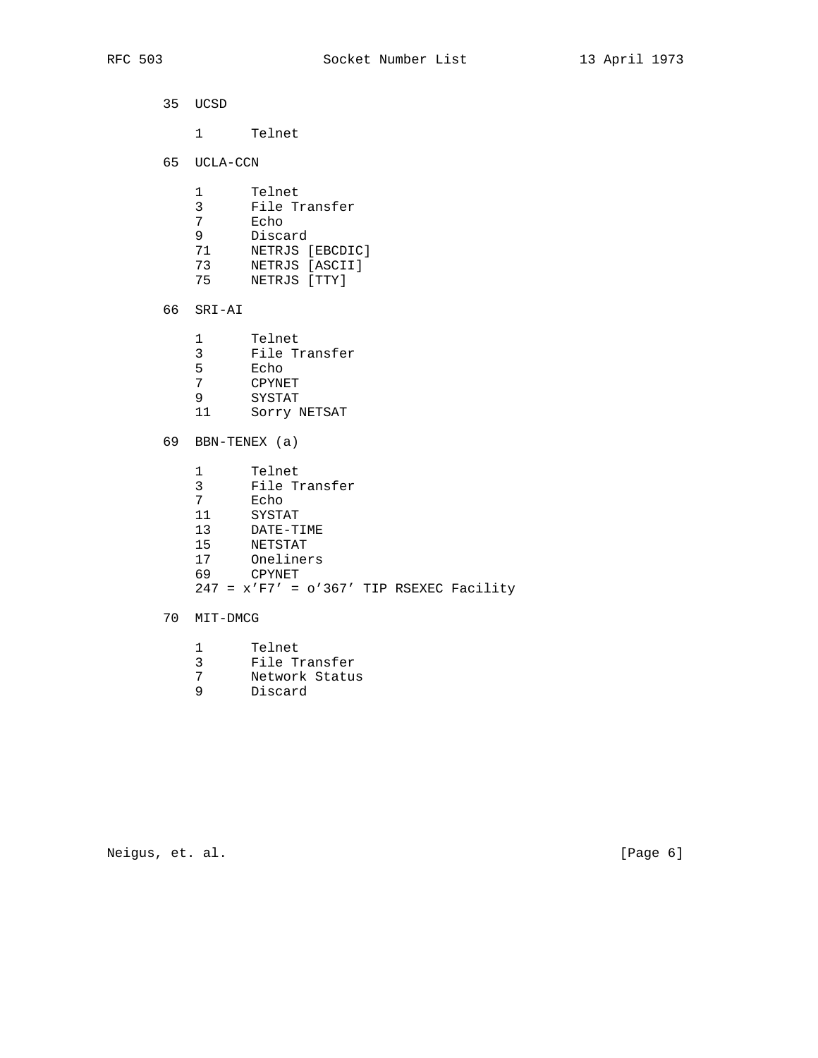```
   35  UCSD

       1      Telnet

   65  UCLA-CCN

       1      Telnet
       3      File Transfer
       7      Echo
       9      Discard
       71     NETRJS [EBCDIC]
       73     NETRJS [ASCII]
       75     NETRJS [TTY]

   66  SRI-AI

       1      Telnet
       3      File Transfer
       5      Echo
       7      CPYNET
       9      SYSTAT
       11     Sorry NETSAT

   69  BBN-TENEX (a)

       1      Telnet
       3      File Transfer
       7      Echo
       11     SYSTAT
       13     DATE-TIME
       15     NETSTAT
       17     Oneliners
       69     CPYNET
       247 = x'F7' = o'367' TIP RSEXEC Facility

   70  MIT-DMCG

       1      Telnet
       3      File Transfer
       7      Network Status
       9      Discard
```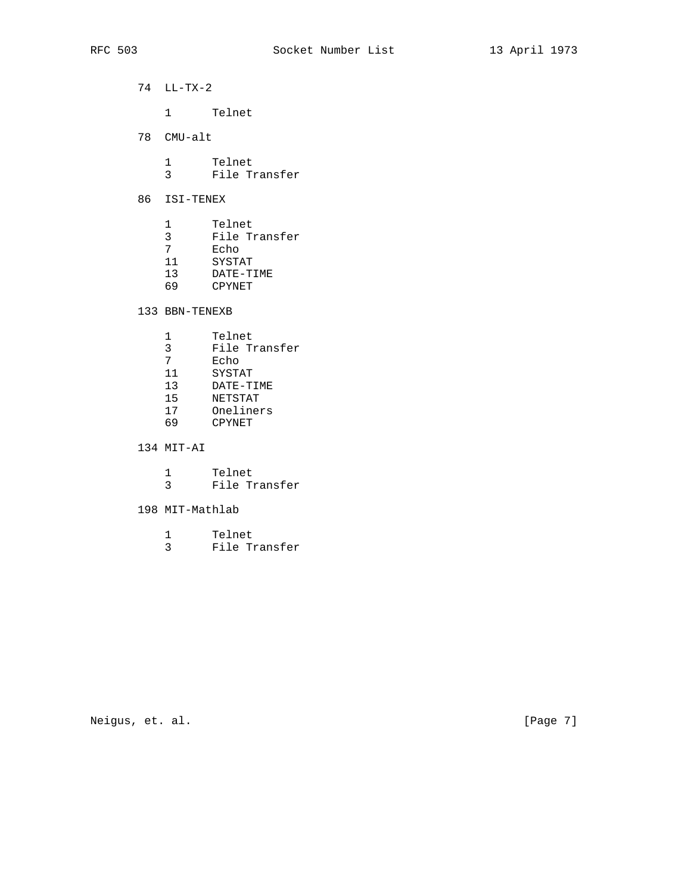74 LL-TX-2

```
1      Telnet
```

78 CMU-alt

```
1      Telnet
3      File Transfer
```

86 ISI-TENEX

```
1      Telnet
3      File Transfer
7      Echo
11     SYSTAT
13     DATE-TIME
69     CPYNET
```

133 BBN-TENEXB

```
1      Telnet
3      File Transfer
7      Echo
11     SYSTAT
13     DATE-TIME
15     NETSTAT
17     Oneliners
69     CPYNET
```

134 MIT-AI

```
1      Telnet
3      File Transfer
```

198 MIT-Mathlab

```
1      Telnet
3      File Transfer
```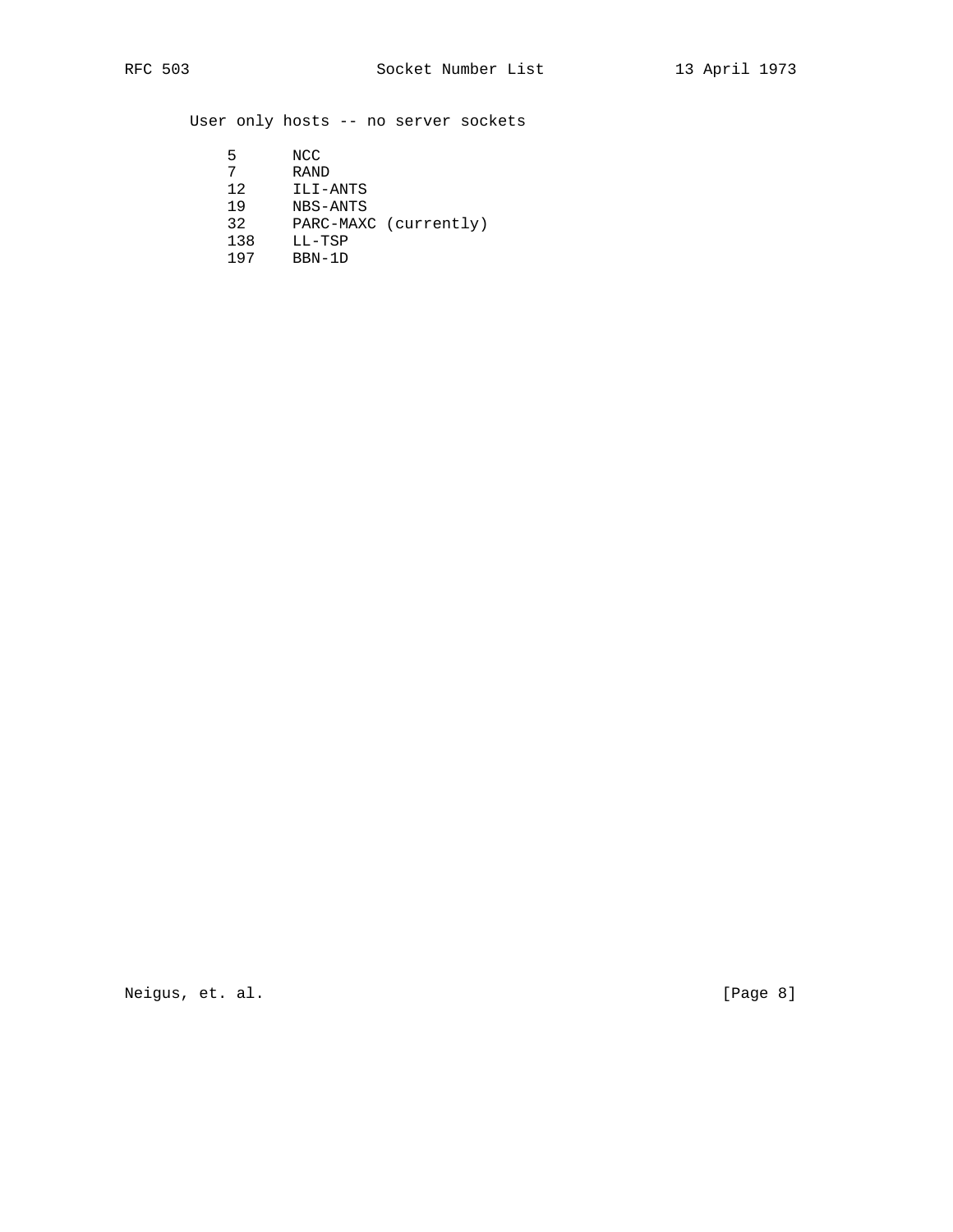User only hosts -- no server sockets

| | |
|---|---|
| 5 | NCC |
| 7 | RAND |
| 12 | ILI-ANTS |
| 19 | NBS-ANTS |
| 32 | PARC-MAXC (currently) |
| 138 | LL-TSP |
| 197 | BBN-1D |